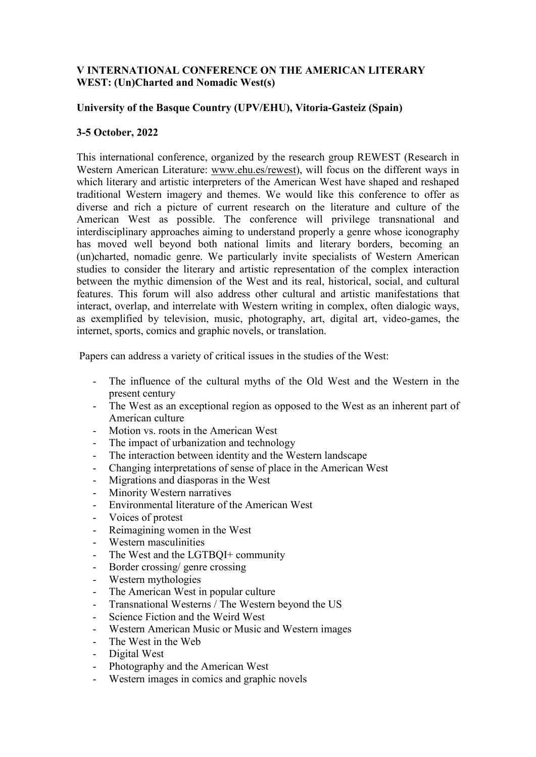**V INTERNATIONAL CONFERENCE ON THE AMERICAN LITERARY WEST: (Un)Charted and Nomadic West(s)**

**University of the Basque Country (UPV/EHU), Vitoria-Gasteiz (Spain)**

**3-5 October, 2022**

This international conference, organized by the research group REWEST (Research in Western American Literature: www.ehu.es/rewest), will focus on the different ways in which literary and artistic interpreters of the American West have shaped and reshaped traditional Western imagery and themes. We would like this conference to offer as diverse and rich a picture of current research on the literature and culture of the American West as possible. The conference will privilege transnational and interdisciplinary approaches aiming to understand properly a genre whose iconography has moved well beyond both national limits and literary borders, becoming an (un)charted, nomadic genre. We particularly invite specialists of Western American studies to consider the literary and artistic representation of the complex interaction between the mythic dimension of the West and its real, historical, social, and cultural features. This forum will also address other cultural and artistic manifestations that interact, overlap, and interrelate with Western writing in complex, often dialogic ways, as exemplified by television, music, photography, art, digital art, video-games, the internet, sports, comics and graphic novels, or translation.

Papers can address a variety of critical issues in the studies of the West:

- The influence of the cultural myths of the Old West and the Western in the present century
- The West as an exceptional region as opposed to the West as an inherent part of American culture
- Motion vs. roots in the American West
- The impact of urbanization and technology
- The interaction between identity and the Western landscape
- Changing interpretations of sense of place in the American West
- Migrations and diasporas in the West
- Minority Western narratives
- Environmental literature of the American West
- Voices of protest
- Reimagining women in the West
- Western masculinities
- The West and the LGTBQI+ community
- Border crossing/ genre crossing
- Western mythologies
- The American West in popular culture
- Transnational Westerns / The Western beyond the US
- Science Fiction and the Weird West
- Western American Music or Music and Western images
- The West in the Web
- Digital West
- Photography and the American West
- Western images in comics and graphic novels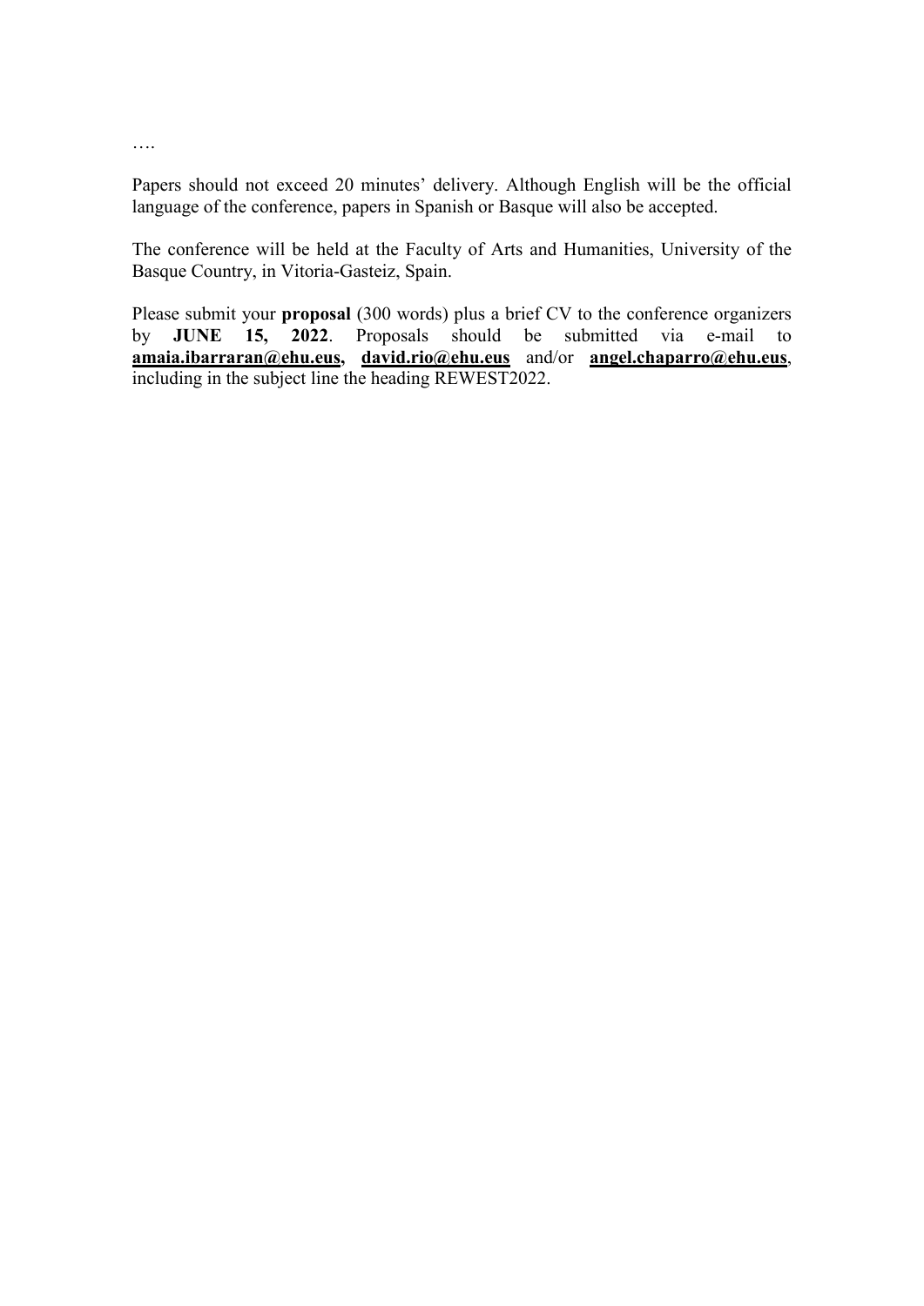….

Papers should not exceed 20 minutes' delivery. Although English will be the official language of the conference, papers in Spanish or Basque will also be accepted.

The conference will be held at the Faculty of Arts and Humanities, University of the Basque Country, in Vitoria-Gasteiz, Spain.

Please submit your **proposal** (300 words) plus a brief CV to the conference organizers by **JUNE 15, 2022**. Proposals should be submitted via e-mail to **amaia.ibarraran@ehu.eus, david.rio@ehu.eus** and/or **angel.chaparro@ehu.eus**, including in the subject line the heading REWEST2022.